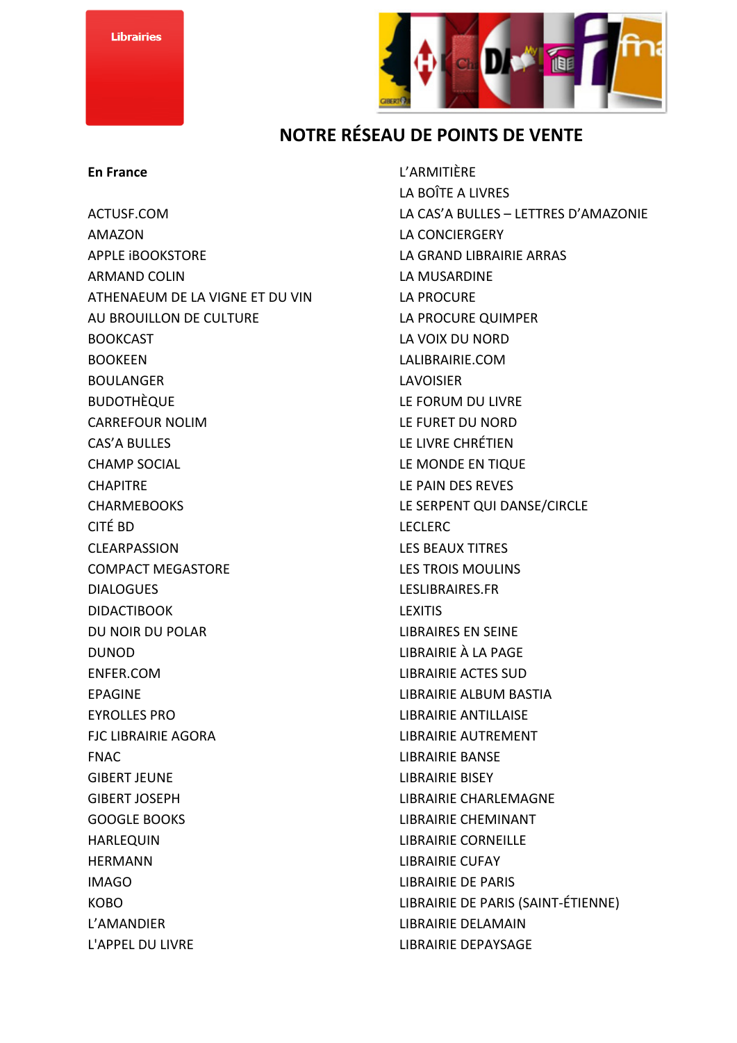Librairies

# NOTRE RÉSEAU DE POINTS DE VENTE

**En France**

ACTUSF.COM
AMAZON
APPLE iBOOKSTORE
ARMAND COLIN
ATHENAEUM DE LA VIGNE ET DU VIN
AU BROUILLON DE CULTURE
BOOKCAST
BOOKEEN
BOULANGER
BUDOTHÈQUE
CARREFOUR NOLIM
CAS'A BULLES
CHAMP SOCIAL
CHAPITRE
CHARMEBOOKS
CITÉ BD
CLEARPASSION
COMPACT MEGASTORE
DIALOGUES
DIDACTIBOOK
DU NOIR DU POLAR
DUNOD
ENFER.COM
EPAGINE
EYROLLES PRO
FJC LIBRAIRIE AGORA
FNAC
GIBERT JEUNE
GIBERT JOSEPH
GOOGLE BOOKS
HARLEQUIN
HERMANN
IMAGO
KOBO
L'AMANDIER
L'APPEL DU LIVRE
L'ARMITIÈRE
LA BOÎTE A LIVRES
LA CAS'A BULLES – LETTRES D'AMAZONIE
LA CONCIERGERY
LA GRAND LIBRAIRIE ARRAS
LA MUSARDINE
LA PROCURE
LA PROCURE QUIMPER
LA VOIX DU NORD
LALIBRAIRIE.COM
LAVOISIER
LE FORUM DU LIVRE
LE FURET DU NORD
LE LIVRE CHRÉTIEN
LE MONDE EN TIQUE
LE PAIN DES REVES
LE SERPENT QUI DANSE/CIRCLE
LECLERC
LES BEAUX TITRES
LES TROIS MOULINS
LESLIBRAIRES.FR
LEXITIS
LIBRAIRES EN SEINE
LIBRAIRIE À LA PAGE
LIBRAIRIE ACTES SUD
LIBRAIRIE ALBUM BASTIA
LIBRAIRIE ANTILLAISE
LIBRAIRIE AUTREMENT
LIBRAIRIE BANSE
LIBRAIRIE BISEY
LIBRAIRIE CHARLEMAGNE
LIBRAIRIE CHEMINANT
LIBRAIRIE CORNEILLE
LIBRAIRIE CUFAY
LIBRAIRIE DE PARIS
LIBRAIRIE DE PARIS (SAINT-ÉTIENNE)
LIBRAIRIE DELAMAIN
LIBRAIRIE DEPAYSAGE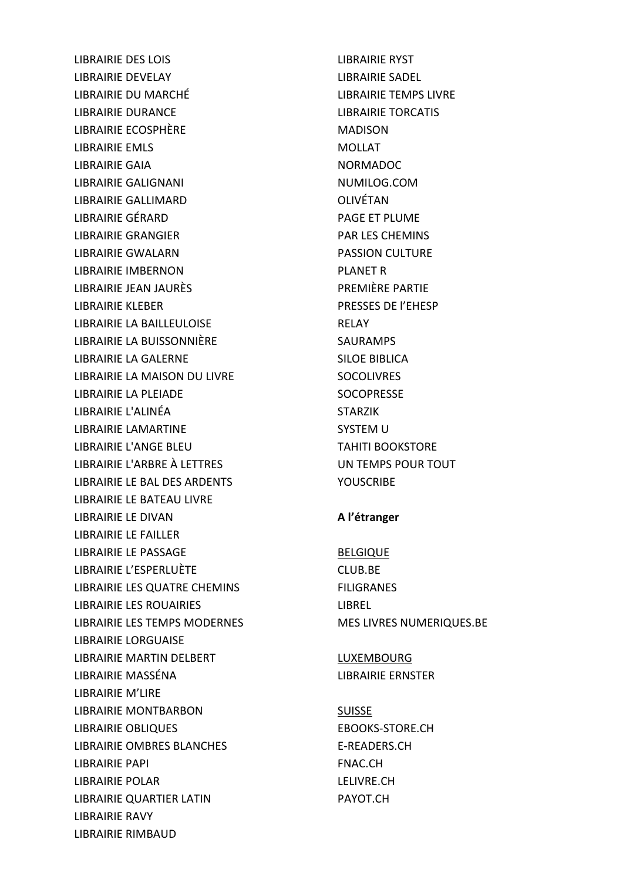LIBRAIRIE DES LOIS
LIBRAIRIE DEVELAY
LIBRAIRIE DU MARCHÉ
LIBRAIRIE DURANCE
LIBRAIRIE ECOSPHÈRE
LIBRAIRIE EMLS
LIBRAIRIE GAIA
LIBRAIRIE GALIGNANI
LIBRAIRIE GALLIMARD
LIBRAIRIE GÉRARD
LIBRAIRIE GRANGIER
LIBRAIRIE GWALARN
LIBRAIRIE IMBERNON
LIBRAIRIE JEAN JAURÈS
LIBRAIRIE KLEBER
LIBRAIRIE LA BAILLEULOISE
LIBRAIRIE LA BUISSONNIÈRE
LIBRAIRIE LA GALERNE
LIBRAIRIE LA MAISON DU LIVRE
LIBRAIRIE LA PLEIADE
LIBRAIRIE L'ALINÉA
LIBRAIRIE LAMARTINE
LIBRAIRIE L'ANGE BLEU
LIBRAIRIE L'ARBRE À LETTRES
LIBRAIRIE LE BAL DES ARDENTS
LIBRAIRIE LE BATEAU LIVRE
LIBRAIRIE LE DIVAN
LIBRAIRIE LE FAILLER
LIBRAIRIE LE PASSAGE
LIBRAIRIE L'ESPERLUÈTE
LIBRAIRIE LES QUATRE CHEMINS
LIBRAIRIE LES ROUAIRIES
LIBRAIRIE LES TEMPS MODERNES
LIBRAIRIE LORGUAISE
LIBRAIRIE MARTIN DELBERT
LIBRAIRIE MASSÉNA
LIBRAIRIE M'LIRE
LIBRAIRIE MONTBARBON
LIBRAIRIE OBLIQUES
LIBRAIRIE OMBRES BLANCHES
LIBRAIRIE PAPI
LIBRAIRIE POLAR
LIBRAIRIE QUARTIER LATIN
LIBRAIRIE RAVY
LIBRAIRIE RIMBAUD
LIBRAIRIE RYST
LIBRAIRIE SADEL
LIBRAIRIE TEMPS LIVRE
LIBRAIRIE TORCATIS
MADISON
MOLLAT
NORMADOC
NUMILOG.COM
OLIVÉTAN
PAGE ET PLUME
PAR LES CHEMINS
PASSION CULTURE
PLANET R
PREMIÈRE PARTIE
PRESSES DE l'EHESP
RELAY
SAURAMPS
SILOE BIBLICA
SOCOLIVRES
SOCOPRESSE
STARZIK
SYSTEM U
TAHITI BOOKSTORE
UN TEMPS POUR TOUT
YOUSCRIBE

**A l'étranger**

<u>BELGIQUE</u>
CLUB.BE
FILIGRANES
LIBREL
MES LIVRES NUMERIQUES.BE

<u>LUXEMBOURG</u>
LIBRAIRIE ERNSTER

<u>SUISSE</u>
EBOOKS-STORE.CH
E-READERS.CH
FNAC.CH
LELIVRE.CH
PAYOT.CH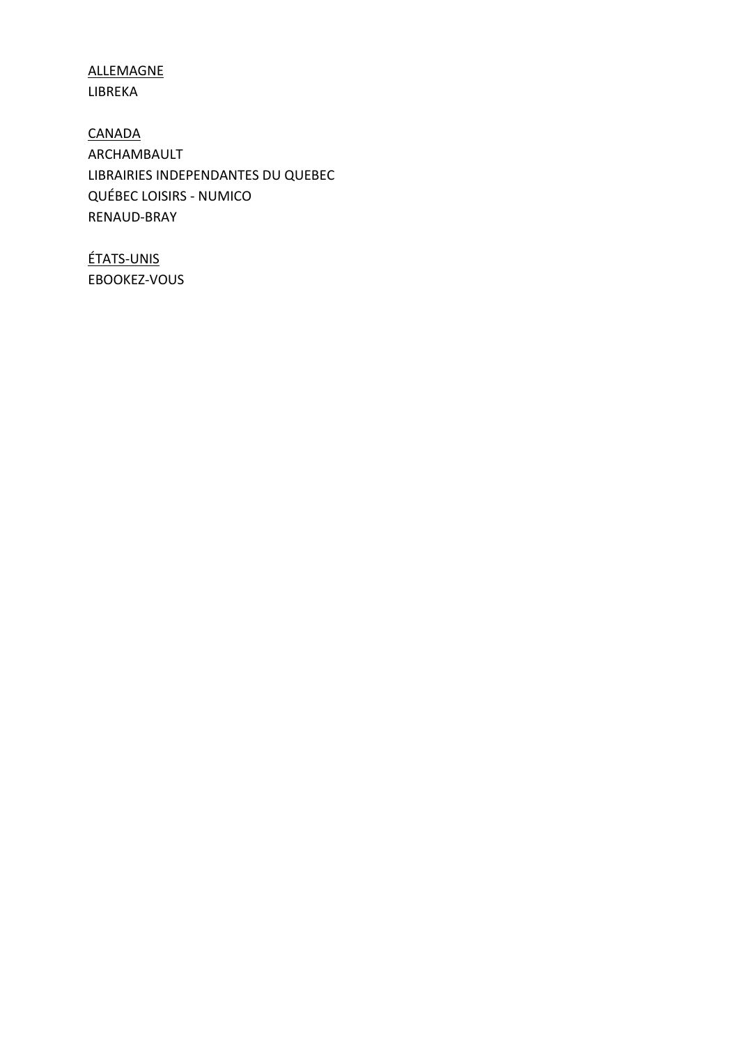ALLEMAGNE
LIBREKA

CANADA
ARCHAMBAULT
LIBRAIRIES INDEPENDANTES DU QUEBEC
QUÉBEC LOISIRS - NUMICO
RENAUD-BRAY

ÉTATS-UNIS
EBOOKEZ-VOUS